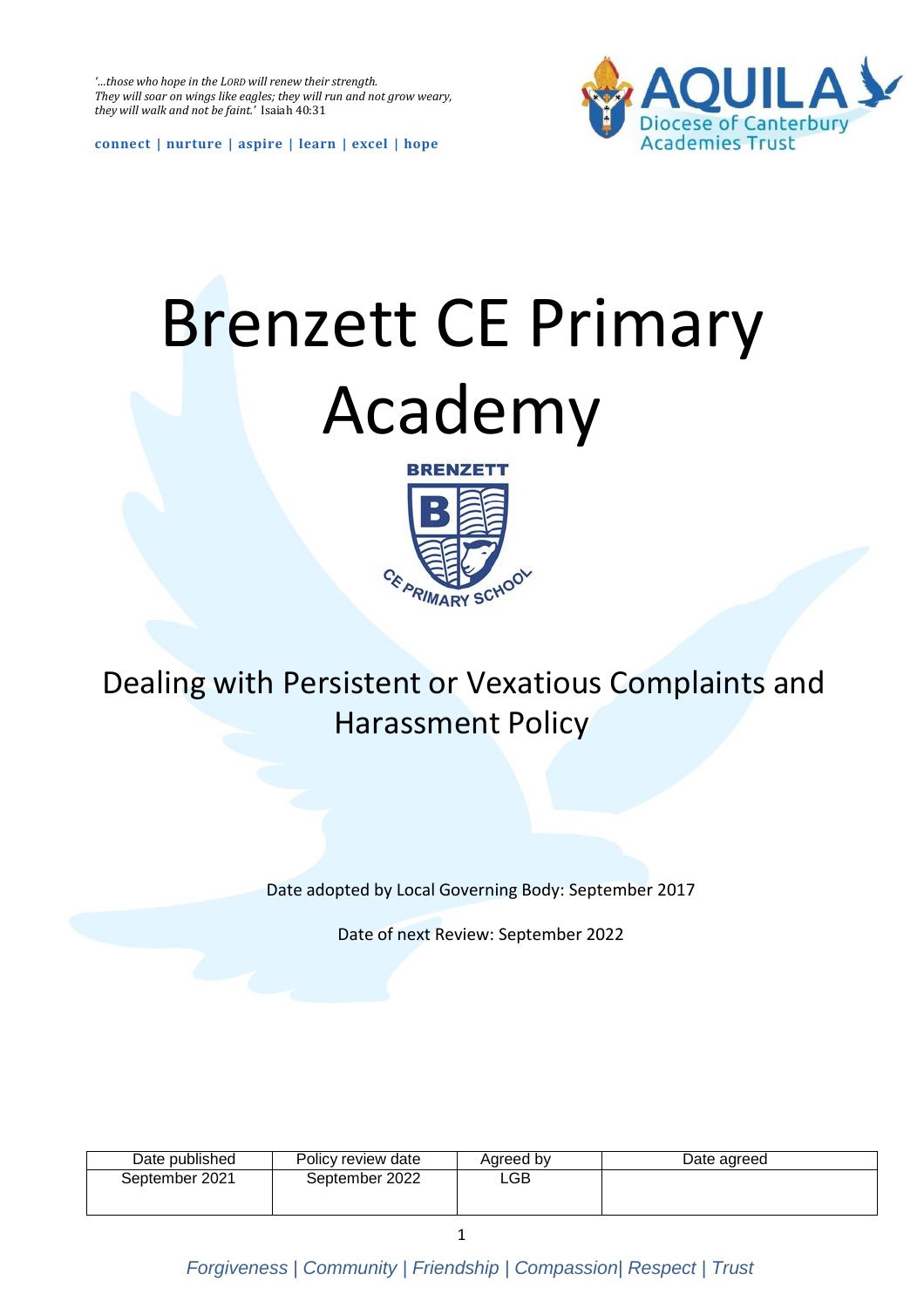*'...those who hope in the LORD will renew their strength. They will soar on wings like eagles; they will run and not grow weary, they will walk and not be faint.'* Isaiah 40:31

**connect | nurture | aspire | learn | excel | hope**

AQUILA
Diocese of Canterbury Academies Trust

# Brenzett CE Primary Academy

BRENZETT CE PRIMARY SCHOOL

## Dealing with Persistent or Vexatious Complaints and Harassment Policy

Date adopted by Local Governing Body: September 2017

Date of next Review: September 2022

| Date published | Policy review date | Agreed by | Date agreed |
|---|---|---|---|
| September 2021 | September 2022 | LGB | |

*Forgiveness | Community | Friendship | Compassion| Respect | Trust*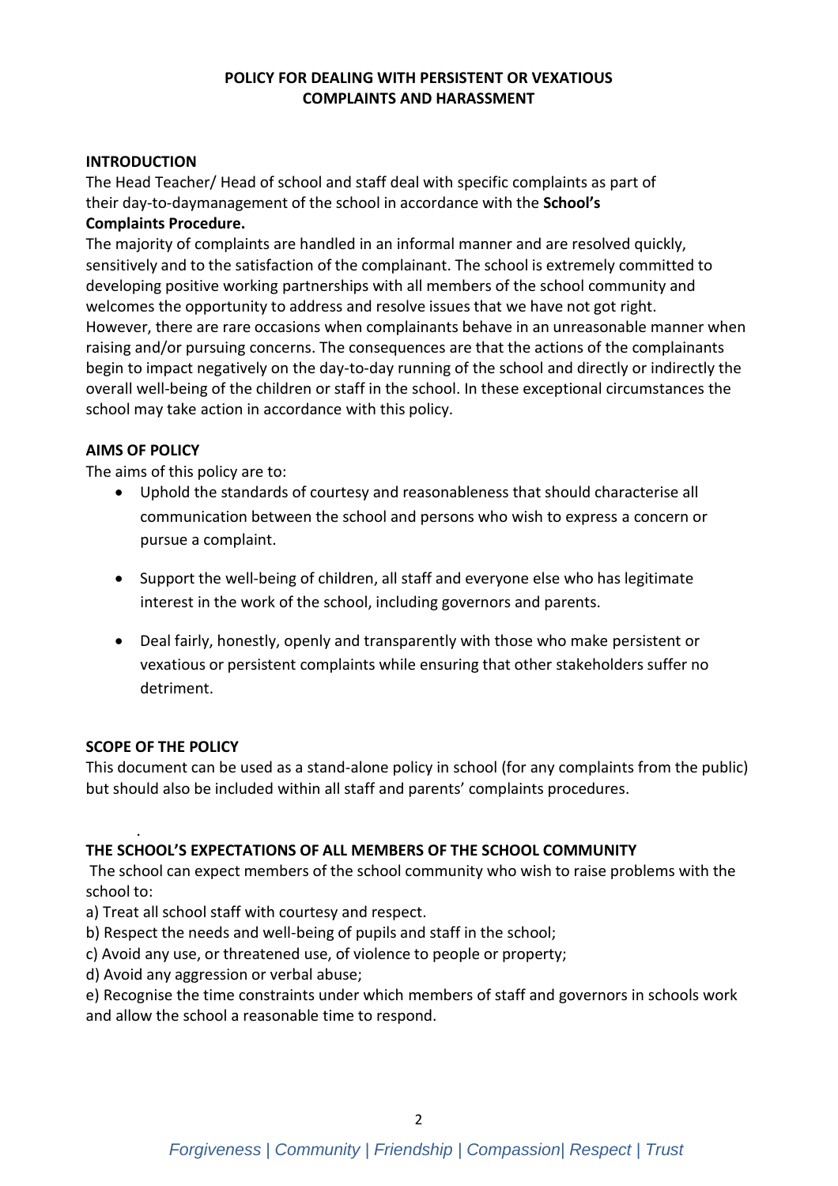**POLICY FOR DEALING WITH PERSISTENT OR VEXATIOUS COMPLAINTS AND HARASSMENT**

**INTRODUCTION**

The Head Teacher/ Head of school and staff deal with specific complaints as part of their day-to-daymanagement of the school in accordance with the **School's Complaints Procedure.**

The majority of complaints are handled in an informal manner and are resolved quickly, sensitively and to the satisfaction of the complainant. The school is extremely committed to developing positive working partnerships with all members of the school community and welcomes the opportunity to address and resolve issues that we have not got right. However, there are rare occasions when complainants behave in an unreasonable manner when raising and/or pursuing concerns. The consequences are that the actions of the complainants begin to impact negatively on the day-to-day running of the school and directly or indirectly the overall well-being of the children or staff in the school. In these exceptional circumstances the school may take action in accordance with this policy.

**AIMS OF POLICY**

The aims of this policy are to:

- Uphold the standards of courtesy and reasonableness that should characterise all communication between the school and persons who wish to express a concern or pursue a complaint.
- Support the well-being of children, all staff and everyone else who has legitimate interest in the work of the school, including governors and parents.
- Deal fairly, honestly, openly and transparently with those who make persistent or vexatious or persistent complaints while ensuring that other stakeholders suffer no detriment.

**SCOPE OF THE POLICY**

This document can be used as a stand-alone policy in school (for any complaints from the public) but should also be included within all staff and parents' complaints procedures.

**THE SCHOOL'S EXPECTATIONS OF ALL MEMBERS OF THE SCHOOL COMMUNITY**

The school can expect members of the school community who wish to raise problems with the school to:

a) Treat all school staff with courtesy and respect.
b) Respect the needs and well-being of pupils and staff in the school;
c) Avoid any use, or threatened use, of violence to people or property;
d) Avoid any aggression or verbal abuse;
e) Recognise the time constraints under which members of staff and governors in schools work and allow the school a reasonable time to respond.

*Forgiveness | Community | Friendship | Compassion| Respect | Trust*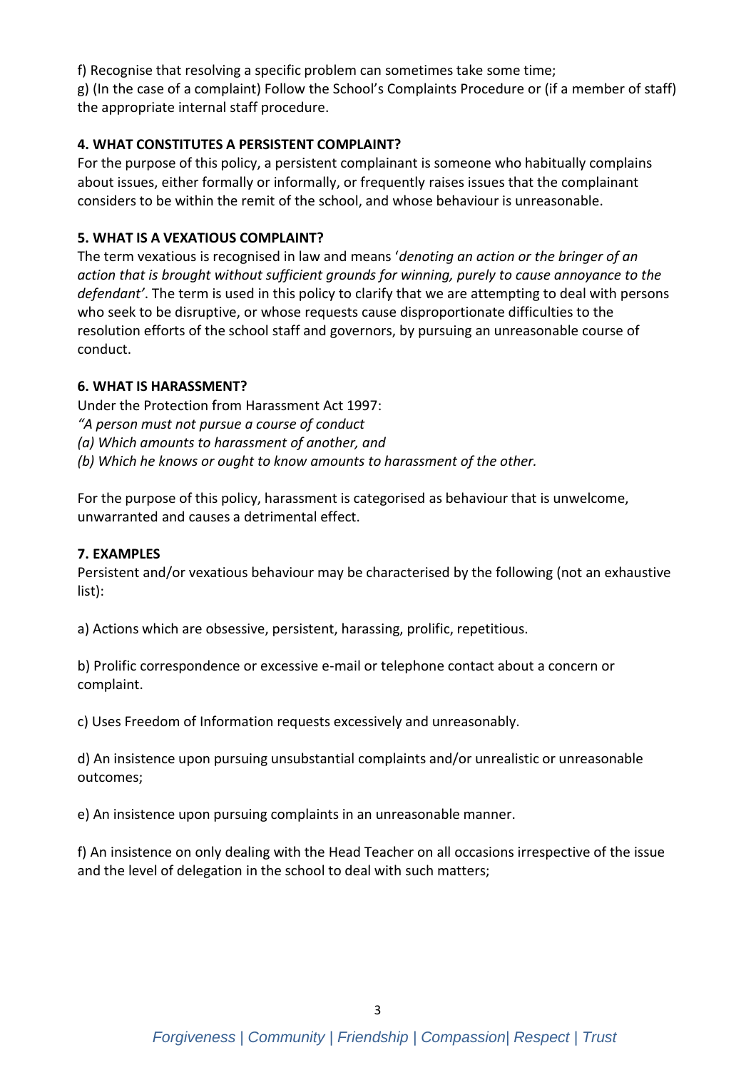f) Recognise that resolving a specific problem can sometimes take some time;

g) (In the case of a complaint) Follow the School's Complaints Procedure or (if a member of staff) the appropriate internal staff procedure.

**4. WHAT CONSTITUTES A PERSISTENT COMPLAINT?**

For the purpose of this policy, a persistent complainant is someone who habitually complains about issues, either formally or informally, or frequently raises issues that the complainant considers to be within the remit of the school, and whose behaviour is unreasonable.

**5. WHAT IS A VEXATIOUS COMPLAINT?**

The term vexatious is recognised in law and means '*denoting an action or the bringer of an action that is brought without sufficient grounds for winning, purely to cause annoyance to the defendant'*. The term is used in this policy to clarify that we are attempting to deal with persons who seek to be disruptive, or whose requests cause disproportionate difficulties to the resolution efforts of the school staff and governors, by pursuing an unreasonable course of conduct.

**6. WHAT IS HARASSMENT?**

Under the Protection from Harassment Act 1997:

*"A person must not pursue a course of conduct*
*(a) Which amounts to harassment of another, and*
*(b) Which he knows or ought to know amounts to harassment of the other.*

For the purpose of this policy, harassment is categorised as behaviour that is unwelcome, unwarranted and causes a detrimental effect.

**7. EXAMPLES**

Persistent and/or vexatious behaviour may be characterised by the following (not an exhaustive list):

a) Actions which are obsessive, persistent, harassing, prolific, repetitious.

b) Prolific correspondence or excessive e-mail or telephone contact about a concern or complaint.

c) Uses Freedom of Information requests excessively and unreasonably.

d) An insistence upon pursuing unsubstantial complaints and/or unrealistic or unreasonable outcomes;

e) An insistence upon pursuing complaints in an unreasonable manner.

f) An insistence on only dealing with the Head Teacher on all occasions irrespective of the issue and the level of delegation in the school to deal with such matters;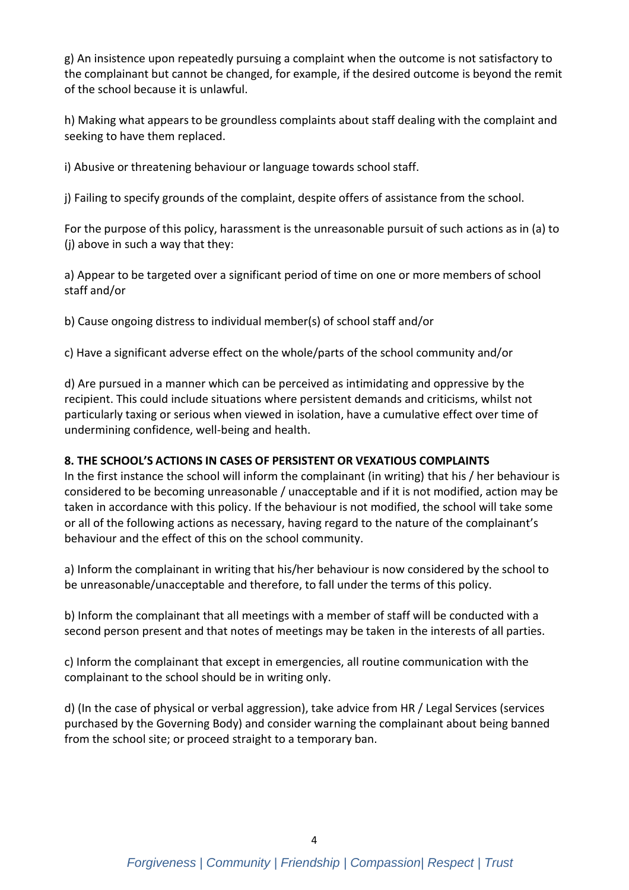g) An insistence upon repeatedly pursuing a complaint when the outcome is not satisfactory to the complainant but cannot be changed, for example, if the desired outcome is beyond the remit of the school because it is unlawful.

h) Making what appears to be groundless complaints about staff dealing with the complaint and seeking to have them replaced.

i) Abusive or threatening behaviour or language towards school staff.

j) Failing to specify grounds of the complaint, despite offers of assistance from the school.

For the purpose of this policy, harassment is the unreasonable pursuit of such actions as in (a) to (j) above in such a way that they:

a) Appear to be targeted over a significant period of time on one or more members of school staff and/or

b) Cause ongoing distress to individual member(s) of school staff and/or

c) Have a significant adverse effect on the whole/parts of the school community and/or

d) Are pursued in a manner which can be perceived as intimidating and oppressive by the recipient. This could include situations where persistent demands and criticisms, whilst not particularly taxing or serious when viewed in isolation, have a cumulative effect over time of undermining confidence, well-being and health.

**8. THE SCHOOL'S ACTIONS IN CASES OF PERSISTENT OR VEXATIOUS COMPLAINTS**

In the first instance the school will inform the complainant (in writing) that his / her behaviour is considered to be becoming unreasonable / unacceptable and if it is not modified, action may be taken in accordance with this policy. If the behaviour is not modified, the school will take some or all of the following actions as necessary, having regard to the nature of the complainant's behaviour and the effect of this on the school community.

a) Inform the complainant in writing that his/her behaviour is now considered by the school to be unreasonable/unacceptable and therefore, to fall under the terms of this policy.

b) Inform the complainant that all meetings with a member of staff will be conducted with a second person present and that notes of meetings may be taken in the interests of all parties.

c) Inform the complainant that except in emergencies, all routine communication with the complainant to the school should be in writing only.

d) (In the case of physical or verbal aggression), take advice from HR / Legal Services (services purchased by the Governing Body) and consider warning the complainant about being banned from the school site; or proceed straight to a temporary ban.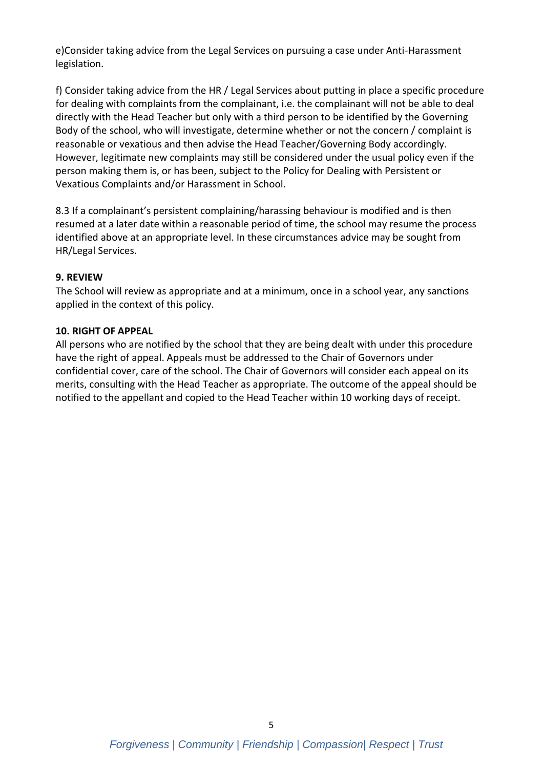e)Consider taking advice from the Legal Services on pursuing a case under Anti-Harassment legislation.

f) Consider taking advice from the HR / Legal Services about putting in place a specific procedure for dealing with complaints from the complainant, i.e. the complainant will not be able to deal directly with the Head Teacher but only with a third person to be identified by the Governing Body of the school, who will investigate, determine whether or not the concern / complaint is reasonable or vexatious and then advise the Head Teacher/Governing Body accordingly. However, legitimate new complaints may still be considered under the usual policy even if the person making them is, or has been, subject to the Policy for Dealing with Persistent or Vexatious Complaints and/or Harassment in School.

8.3 If a complainant's persistent complaining/harassing behaviour is modified and is then resumed at a later date within a reasonable period of time, the school may resume the process identified above at an appropriate level. In these circumstances advice may be sought from HR/Legal Services.

**9. REVIEW**

The School will review as appropriate and at a minimum, once in a school year, any sanctions applied in the context of this policy.

**10. RIGHT OF APPEAL**

All persons who are notified by the school that they are being dealt with under this procedure have the right of appeal. Appeals must be addressed to the Chair of Governors under confidential cover, care of the school. The Chair of Governors will consider each appeal on its merits, consulting with the Head Teacher as appropriate. The outcome of the appeal should be notified to the appellant and copied to the Head Teacher within 10 working days of receipt.